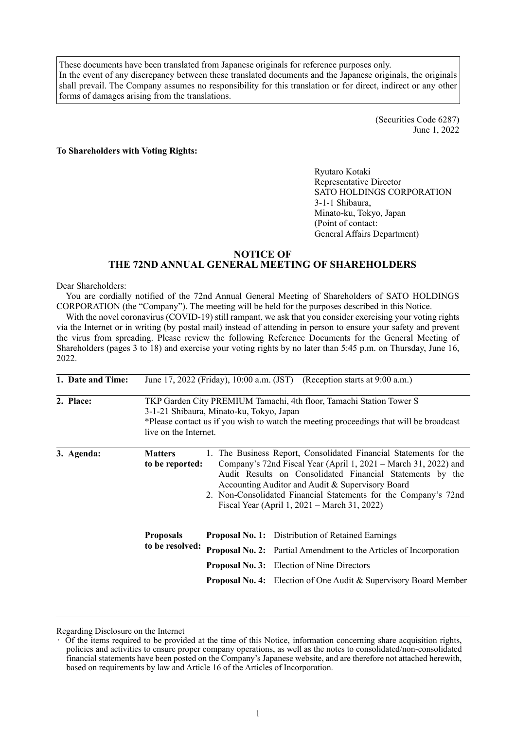These documents have been translated from Japanese originals for reference purposes only.
In the event of any discrepancy between these translated documents and the Japanese originals, the originals shall prevail. The Company assumes no responsibility for this translation or for direct, indirect or any other forms of damages arising from the translations.

(Securities Code 6287)
June 1, 2022

**To Shareholders with Voting Rights:**

Ryutaro Kotaki
Representative Director
SATO HOLDINGS CORPORATION
3-1-1 Shibaura,
Minato-ku, Tokyo, Japan
(Point of contact:
General Affairs Department)

# NOTICE OF THE 72ND ANNUAL GENERAL MEETING OF SHAREHOLDERS

Dear Shareholders:

You are cordially notified of the 72nd Annual General Meeting of Shareholders of SATO HOLDINGS CORPORATION (the "Company"). The meeting will be held for the purposes described in this Notice.

With the novel coronavirus (COVID-19) still rampant, we ask that you consider exercising your voting rights via the Internet or in writing (by postal mail) instead of attending in person to ensure your safety and prevent the virus from spreading. Please review the following Reference Documents for the General Meeting of Shareholders (pages 3 to 18) and exercise your voting rights by no later than 5:45 p.m. on Thursday, June 16, 2022.

**1. Date and Time:** June 17, 2022 (Friday), 10:00 a.m. (JST) (Reception starts at 9:00 a.m.)

**2. Place:** TKP Garden City PREMIUM Tamachi, 4th floor, Tamachi Station Tower S
3-1-21 Shibaura, Minato-ku, Tokyo, Japan
*Please contact us if you wish to watch the meeting proceedings that will be broadcast live on the Internet.

**3. Agenda:**

**Matters to be reported:**

1. The Business Report, Consolidated Financial Statements for the Company's 72nd Fiscal Year (April 1, 2021 – March 31, 2022) and Audit Results on Consolidated Financial Statements by the Accounting Auditor and Audit & Supervisory Board
2. Non-Consolidated Financial Statements for the Company's 72nd Fiscal Year (April 1, 2021 – March 31, 2022)

**Proposals to be resolved:**

**Proposal No. 1:** Distribution of Retained Earnings

**Proposal No. 2:** Partial Amendment to the Articles of Incorporation

**Proposal No. 3:** Election of Nine Directors

**Proposal No. 4:** Election of One Audit & Supervisory Board Member

---

Regarding Disclosure on the Internet

- Of the items required to be provided at the time of this Notice, information concerning share acquisition rights, policies and activities to ensure proper company operations, as well as the notes to consolidated/non-consolidated financial statements have been posted on the Company's Japanese website, and are therefore not attached herewith, based on requirements by law and Article 16 of the Articles of Incorporation.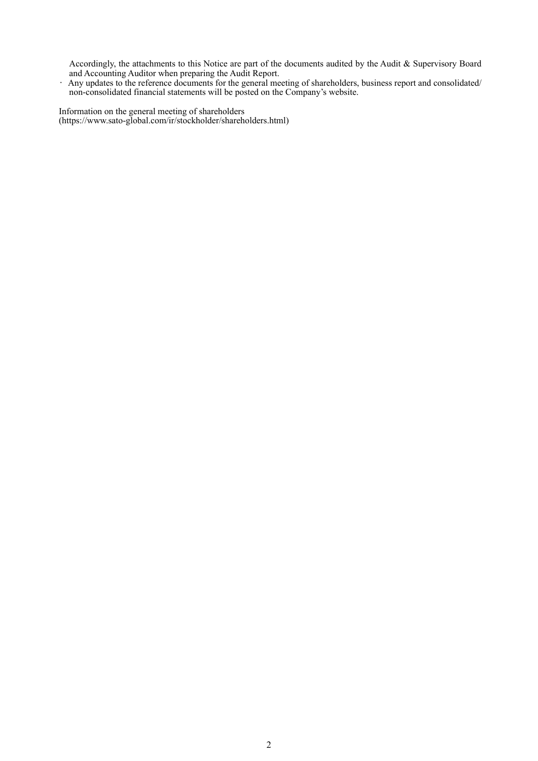Accordingly, the attachments to this Notice are part of the documents audited by the Audit & Supervisory Board and Accounting Auditor when preparing the Audit Report.

· Any updates to the reference documents for the general meeting of shareholders, business report and consolidated/non-consolidated financial statements will be posted on the Company's website.

Information on the general meeting of shareholders
(https://www.sato-global.com/ir/stockholder/shareholders.html)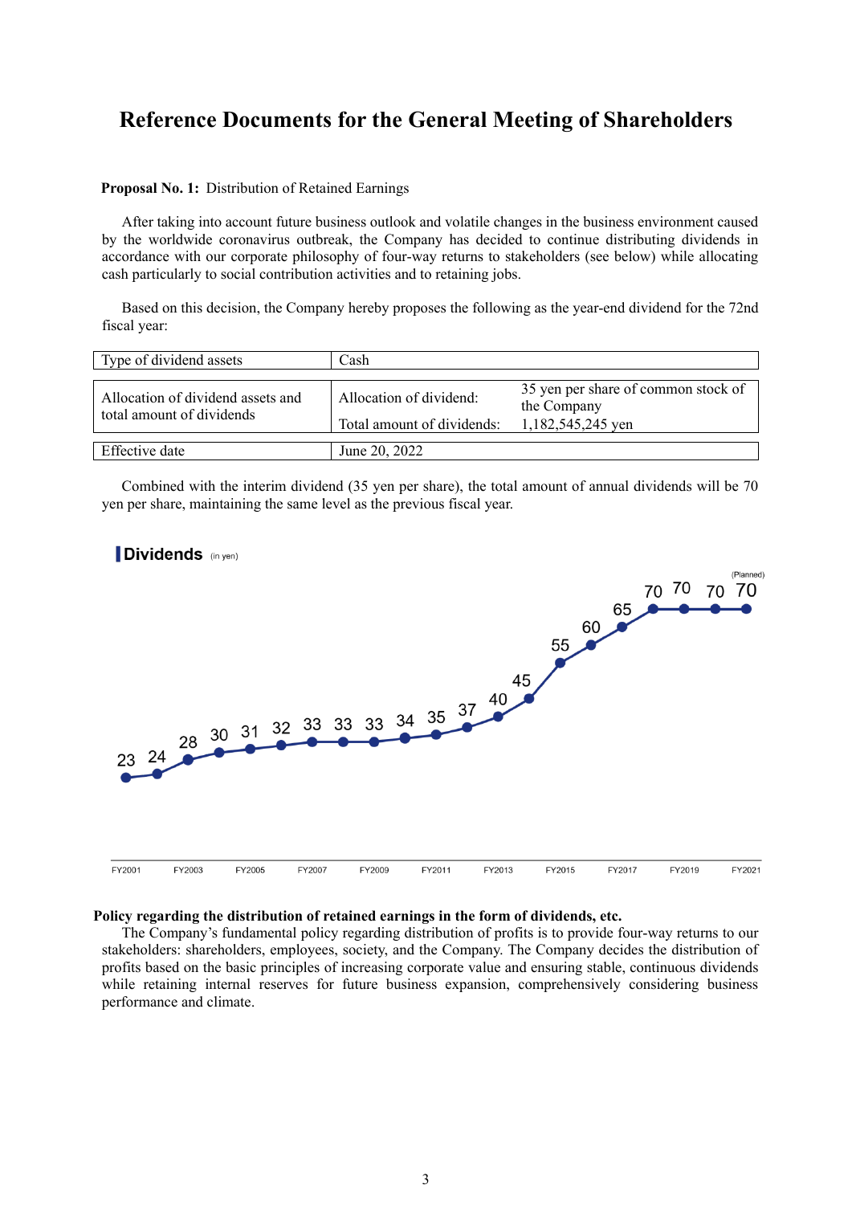# Reference Documents for the General Meeting of Shareholders

**Proposal No. 1:** Distribution of Retained Earnings

After taking into account future business outlook and volatile changes in the business environment caused by the worldwide coronavirus outbreak, the Company has decided to continue distributing dividends in accordance with our corporate philosophy of four-way returns to stakeholders (see below) while allocating cash particularly to social contribution activities and to retaining jobs.

Based on this decision, the Company hereby proposes the following as the year-end dividend for the 72nd fiscal year:

| Type of dividend assets | Cash | |
|---|---|---|
| Allocation of dividend assets and total amount of dividends | Allocation of dividend: | 35 yen per share of common stock of the Company |
| | Total amount of dividends: | 1,182,545,245 yen |
| Effective date | June 20, 2022 | |

Combined with the interim dividend (35 yen per share), the total amount of annual dividends will be 70 yen per share, maintaining the same level as the previous fiscal year.

**Dividends** (in yen)

| FY2001 | FY2002 | FY2003 | FY2004 | FY2005 | FY2006 | FY2007 | FY2008 | FY2009 | FY2010 | FY2011 | FY2012 | FY2013 | FY2014 | FY2015 | FY2016 | FY2017 | FY2018 | FY2019 | FY2020 | FY2021 (Planned) |
|---|---|---|---|---|---|---|---|---|---|---|---|---|---|---|---|---|---|---|---|---|
| 23 | 24 | 28 | 30 | 31 | 32 | 33 | 33 | 33 | 34 | 35 | 37 | 40 | 45 | 55 | 60 | 65 | 70 | 70 | 70 | 70 |

**Policy regarding the distribution of retained earnings in the form of dividends, etc.**

The Company's fundamental policy regarding distribution of profits is to provide four-way returns to our stakeholders: shareholders, employees, society, and the Company. The Company decides the distribution of profits based on the basic principles of increasing corporate value and ensuring stable, continuous dividends while retaining internal reserves for future business expansion, comprehensively considering business performance and climate.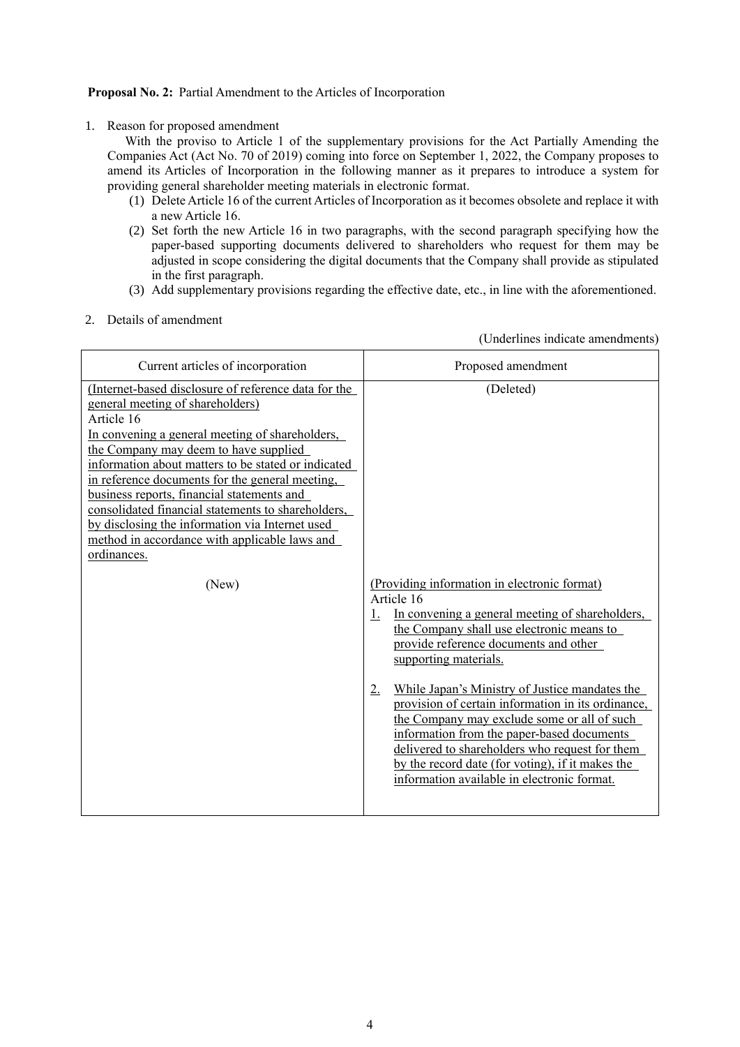**Proposal No. 2:** Partial Amendment to the Articles of Incorporation

1. Reason for proposed amendment

   With the proviso to Article 1 of the supplementary provisions for the Act Partially Amending the Companies Act (Act No. 70 of 2019) coming into force on September 1, 2022, the Company proposes to amend its Articles of Incorporation in the following manner as it prepares to introduce a system for providing general shareholder meeting materials in electronic format.

   (1) Delete Article 16 of the current Articles of Incorporation as it becomes obsolete and replace it with a new Article 16.

   (2) Set forth the new Article 16 in two paragraphs, with the second paragraph specifying how the paper-based supporting documents delivered to shareholders who request for them may be adjusted in scope considering the digital documents that the Company shall provide as stipulated in the first paragraph.

   (3) Add supplementary provisions regarding the effective date, etc., in line with the aforementioned.

2. Details of amendment

(Underlines indicate amendments)

| Current articles of incorporation | Proposed amendment |
|---|---|
| <u>(Internet-based disclosure of reference data for the general meeting of shareholders)</u><br>Article 16<br><u>In convening a general meeting of shareholders, the Company may deem to have supplied information about matters to be stated or indicated in reference documents for the general meeting, business reports, financial statements and consolidated financial statements to shareholders, by disclosing the information via Internet used method in accordance with applicable laws and ordinances.</u> | (Deleted) |
| (New) | <u>(Providing information in electronic format)</u><br>Article 16<br><u>1.</u> <u>In convening a general meeting of shareholders, the Company shall use electronic means to provide reference documents and other supporting materials.</u><br><br><u>2.</u> <u>While Japan's Ministry of Justice mandates the provision of certain information in its ordinance, the Company may exclude some or all of such information from the paper-based documents delivered to shareholders who request for them by the record date (for voting), if it makes the information available in electronic format.</u> |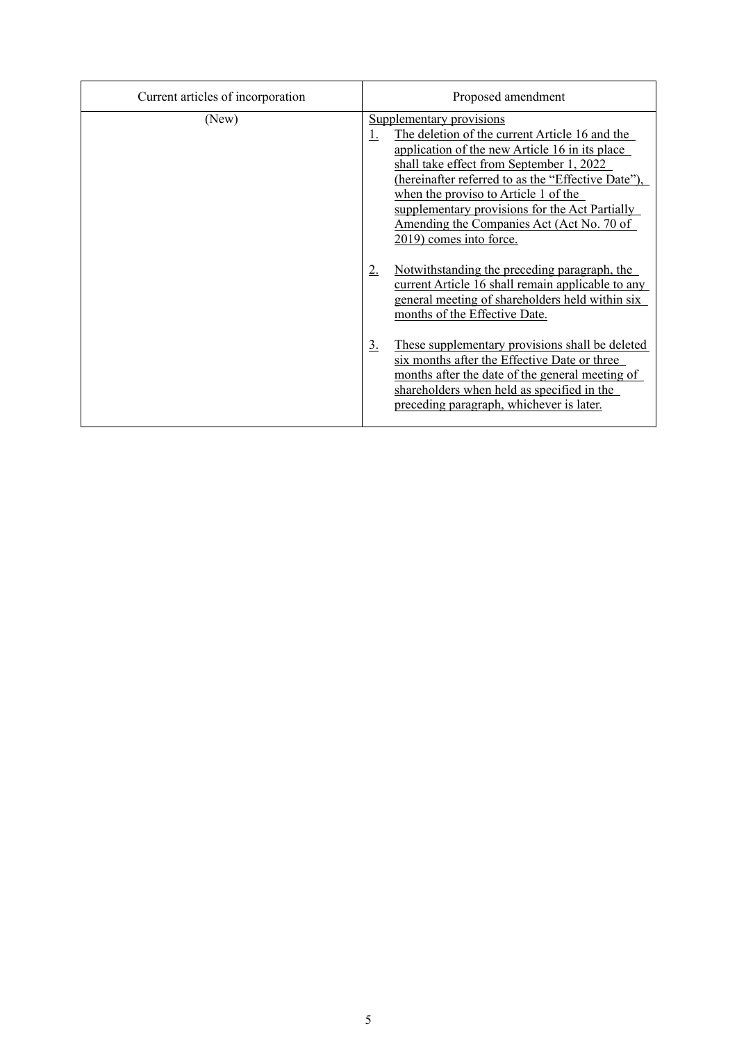| Current articles of incorporation | Proposed amendment |
| --- | --- |
| (New) | Supplementary provisions<br>1. The deletion of the current Article 16 and the application of the new Article 16 in its place shall take effect from September 1, 2022 (hereinafter referred to as the "Effective Date"), when the proviso to Article 1 of the supplementary provisions for the Act Partially Amending the Companies Act (Act No. 70 of 2019) comes into force.<br>2. Notwithstanding the preceding paragraph, the current Article 16 shall remain applicable to any general meeting of shareholders held within six months of the Effective Date.<br>3. These supplementary provisions shall be deleted six months after the Effective Date or three months after the date of the general meeting of shareholders when held as specified in the preceding paragraph, whichever is later. |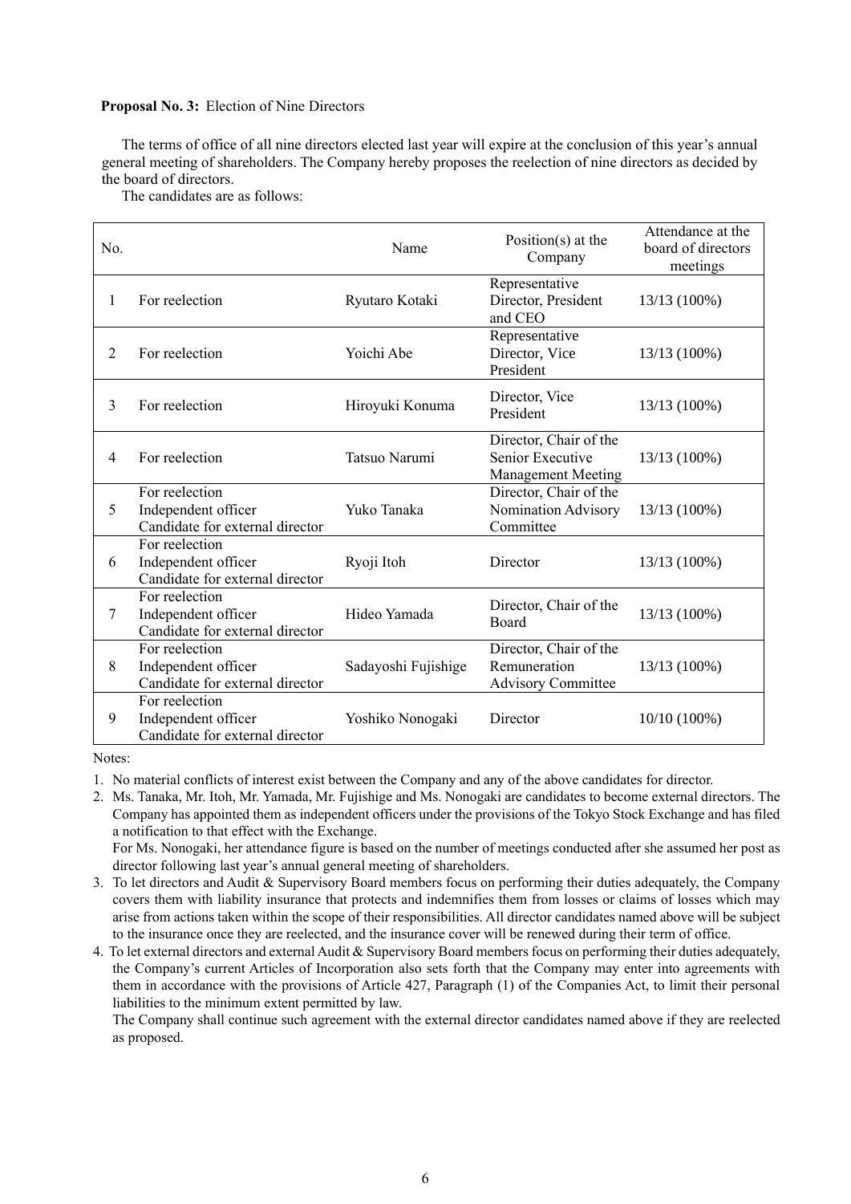**Proposal No. 3:** Election of Nine Directors

The terms of office of all nine directors elected last year will expire at the conclusion of this year's annual general meeting of shareholders. The Company hereby proposes the reelection of nine directors as decided by the board of directors.

The candidates are as follows:

| No. | | Name | Position(s) at the Company | Attendance at the board of directors meetings |
|---|---|---|---|---|
| 1 | For reelection | Ryutaro Kotaki | Representative Director, President and CEO | 13/13 (100%) |
| 2 | For reelection | Yoichi Abe | Representative Director, Vice President | 13/13 (100%) |
| 3 | For reelection | Hiroyuki Konuma | Director, Vice President | 13/13 (100%) |
| 4 | For reelection | Tatsuo Narumi | Director, Chair of the Senior Executive Management Meeting | 13/13 (100%) |
| 5 | For reelection<br>Independent officer<br>Candidate for external director | Yuko Tanaka | Director, Chair of the Nomination Advisory Committee | 13/13 (100%) |
| 6 | For reelection<br>Independent officer<br>Candidate for external director | Ryoji Itoh | Director | 13/13 (100%) |
| 7 | For reelection<br>Independent officer<br>Candidate for external director | Hideo Yamada | Director, Chair of the Board | 13/13 (100%) |
| 8 | For reelection<br>Independent officer<br>Candidate for external director | Sadayoshi Fujishige | Director, Chair of the Remuneration Advisory Committee | 13/13 (100%) |
| 9 | For reelection<br>Independent officer<br>Candidate for external director | Yoshiko Nonogaki | Director | 10/10 (100%) |

Notes:

1. No material conflicts of interest exist between the Company and any of the above candidates for director.
2. Ms. Tanaka, Mr. Itoh, Mr. Yamada, Mr. Fujishige and Ms. Nonogaki are candidates to become external directors. The Company has appointed them as independent officers under the provisions of the Tokyo Stock Exchange and has filed a notification to that effect with the Exchange.
   For Ms. Nonogaki, her attendance figure is based on the number of meetings conducted after she assumed her post as director following last year's annual general meeting of shareholders.
3. To let directors and Audit & Supervisory Board members focus on performing their duties adequately, the Company covers them with liability insurance that protects and indemnifies them from losses or claims of losses which may arise from actions taken within the scope of their responsibilities. All director candidates named above will be subject to the insurance once they are reelected, and the insurance cover will be renewed during their term of office.
4. To let external directors and external Audit & Supervisory Board members focus on performing their duties adequately, the Company's current Articles of Incorporation also sets forth that the Company may enter into agreements with them in accordance with the provisions of Article 427, Paragraph (1) of the Companies Act, to limit their personal liabilities to the minimum extent permitted by law.
   The Company shall continue such agreement with the external director candidates named above if they are reelected as proposed.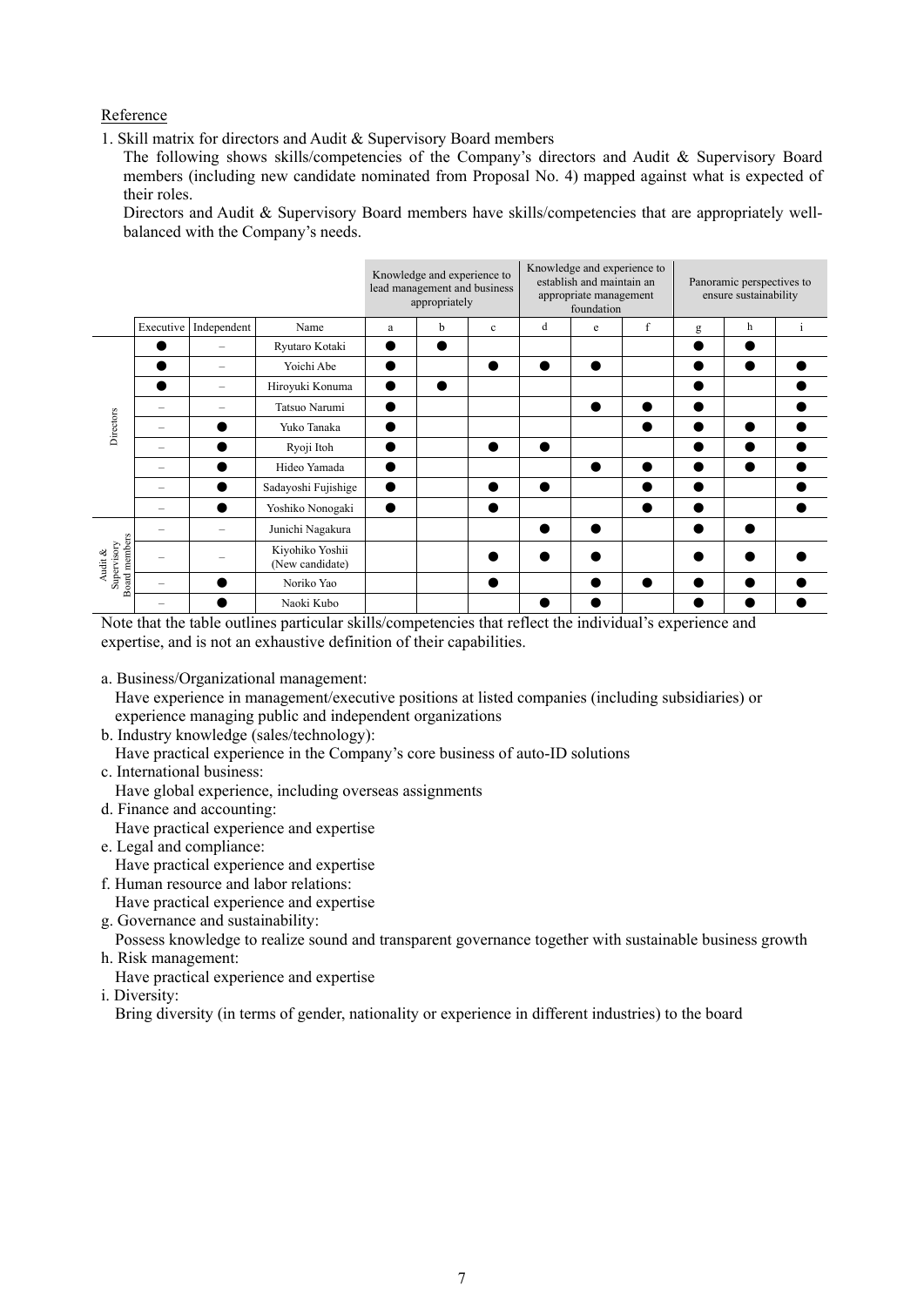Reference

1. Skill matrix for directors and Audit & Supervisory Board members

The following shows skills/competencies of the Company's directors and Audit & Supervisory Board members (including new candidate nominated from Proposal No. 4) mapped against what is expected of their roles.

Directors and Audit & Supervisory Board members have skills/competencies that are appropriately well-balanced with the Company's needs.

| | | | | Knowledge and experience to lead management and business appropriately | | | Knowledge and experience to establish and maintain an appropriate management foundation | | | Panoramic perspectives to ensure sustainability | | |
|---|---|---|---|---|---|---|---|---|---|---|---|---|
| | Executive | Independent | Name | a | b | c | d | e | f | g | h | i |
| Directors | ● | – | Ryutaro Kotaki | ● | ● | | | | | ● | ● | |
| | ● | – | Yoichi Abe | ● | | ● | ● | ● | | ● | ● | ● |
| | ● | – | Hiroyuki Konuma | ● | ● | | | | | ● | | ● |
| | – | – | Tatsuo Narumi | ● | | | | ● | ● | ● | | ● |
| | – | ● | Yuko Tanaka | ● | | | | | ● | ● | ● | ● |
| | – | ● | Ryoji Itoh | ● | | ● | ● | | | ● | ● | ● |
| | – | ● | Hideo Yamada | ● | | | | ● | ● | ● | ● | ● |
| | – | ● | Sadayoshi Fujishige | ● | | ● | ● | | ● | ● | | ● |
| | – | ● | Yoshiko Nonogaki | ● | | ● | | | ● | ● | | ● |
| Audit & Supervisory Board members | – | – | Junichi Nagakura | | | | ● | ● | | ● | ● | |
| | – | – | Kiyohiko Yoshii (New candidate) | | | ● | ● | ● | | ● | ● | ● |
| | – | ● | Noriko Yao | | | ● | | ● | ● | ● | ● | ● |
| | – | ● | Naoki Kubo | | | | ● | ● | | ● | ● | ● |

Note that the table outlines particular skills/competencies that reflect the individual's experience and expertise, and is not an exhaustive definition of their capabilities.

a. Business/Organizational management:
   Have experience in management/executive positions at listed companies (including subsidiaries) or experience managing public and independent organizations

b. Industry knowledge (sales/technology):
   Have practical experience in the Company's core business of auto-ID solutions

c. International business:
   Have global experience, including overseas assignments

d. Finance and accounting:
   Have practical experience and expertise

e. Legal and compliance:
   Have practical experience and expertise

f. Human resource and labor relations:
   Have practical experience and expertise

g. Governance and sustainability:
   Possess knowledge to realize sound and transparent governance together with sustainable business growth

h. Risk management:
   Have practical experience and expertise

i. Diversity:
   Bring diversity (in terms of gender, nationality or experience in different industries) to the board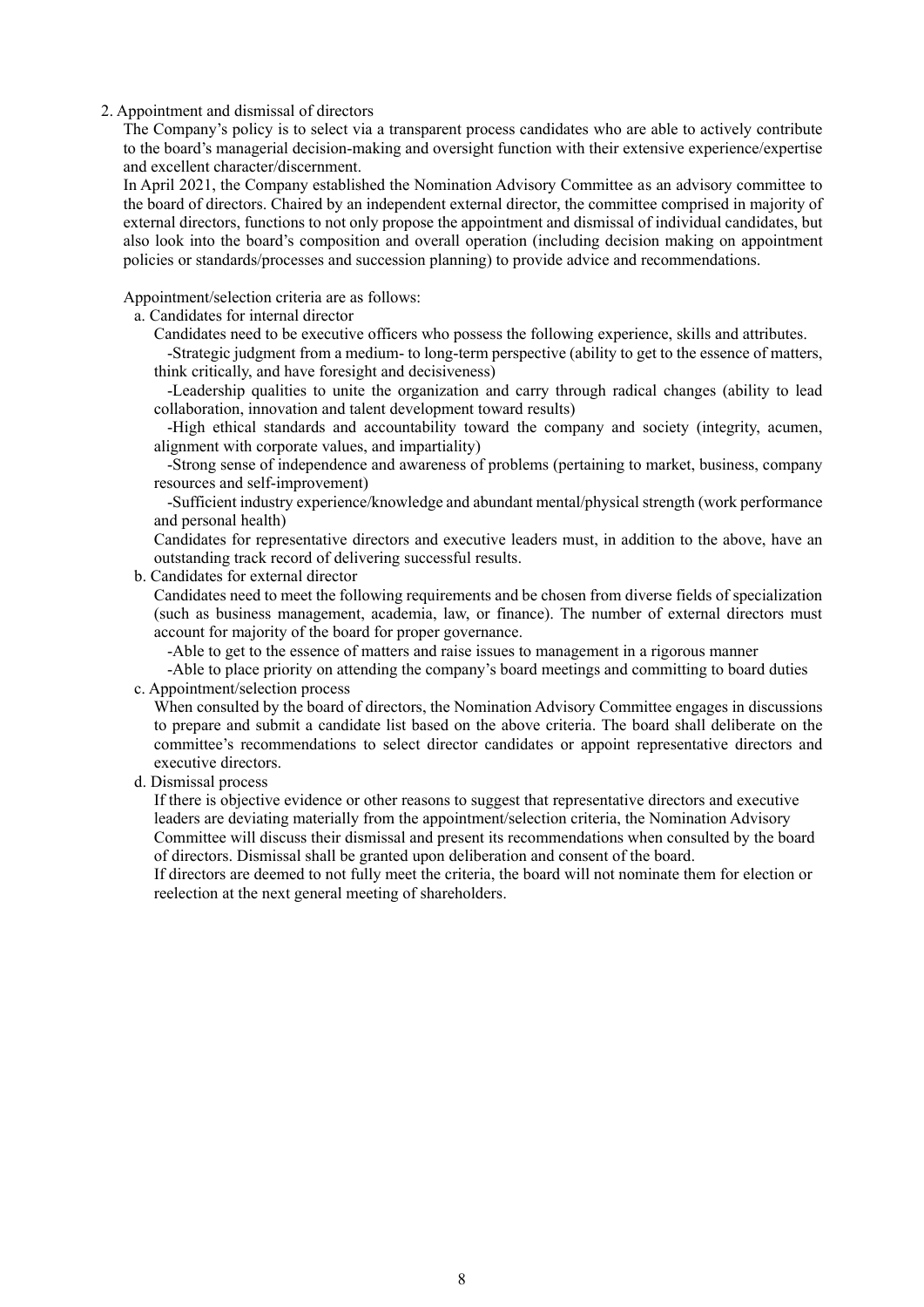## 2. Appointment and dismissal of directors

The Company's policy is to select via a transparent process candidates who are able to actively contribute to the board's managerial decision-making and oversight function with their extensive experience/expertise and excellent character/discernment.

In April 2021, the Company established the Nomination Advisory Committee as an advisory committee to the board of directors. Chaired by an independent external director, the committee comprised in majority of external directors, functions to not only propose the appointment and dismissal of individual candidates, but also look into the board's composition and overall operation (including decision making on appointment policies or standards/processes and succession planning) to provide advice and recommendations.

Appointment/selection criteria are as follows:

### a. Candidates for internal director

Candidates need to be executive officers who possess the following experience, skills and attributes.

- Strategic judgment from a medium- to long-term perspective (ability to get to the essence of matters, think critically, and have foresight and decisiveness)
- Leadership qualities to unite the organization and carry through radical changes (ability to lead collaboration, innovation and talent development toward results)
- High ethical standards and accountability toward the company and society (integrity, acumen, alignment with corporate values, and impartiality)
- Strong sense of independence and awareness of problems (pertaining to market, business, company resources and self-improvement)
- Sufficient industry experience/knowledge and abundant mental/physical strength (work performance and personal health)

Candidates for representative directors and executive leaders must, in addition to the above, have an outstanding track record of delivering successful results.

### b. Candidates for external director

Candidates need to meet the following requirements and be chosen from diverse fields of specialization (such as business management, academia, law, or finance). The number of external directors must account for majority of the board for proper governance.

- Able to get to the essence of matters and raise issues to management in a rigorous manner
- Able to place priority on attending the company's board meetings and committing to board duties

### c. Appointment/selection process

When consulted by the board of directors, the Nomination Advisory Committee engages in discussions to prepare and submit a candidate list based on the above criteria. The board shall deliberate on the committee's recommendations to select director candidates or appoint representative directors and executive directors.

### d. Dismissal process

If there is objective evidence or other reasons to suggest that representative directors and executive leaders are deviating materially from the appointment/selection criteria, the Nomination Advisory Committee will discuss their dismissal and present its recommendations when consulted by the board of directors. Dismissal shall be granted upon deliberation and consent of the board.

If directors are deemed to not fully meet the criteria, the board will not nominate them for election or reelection at the next general meeting of shareholders.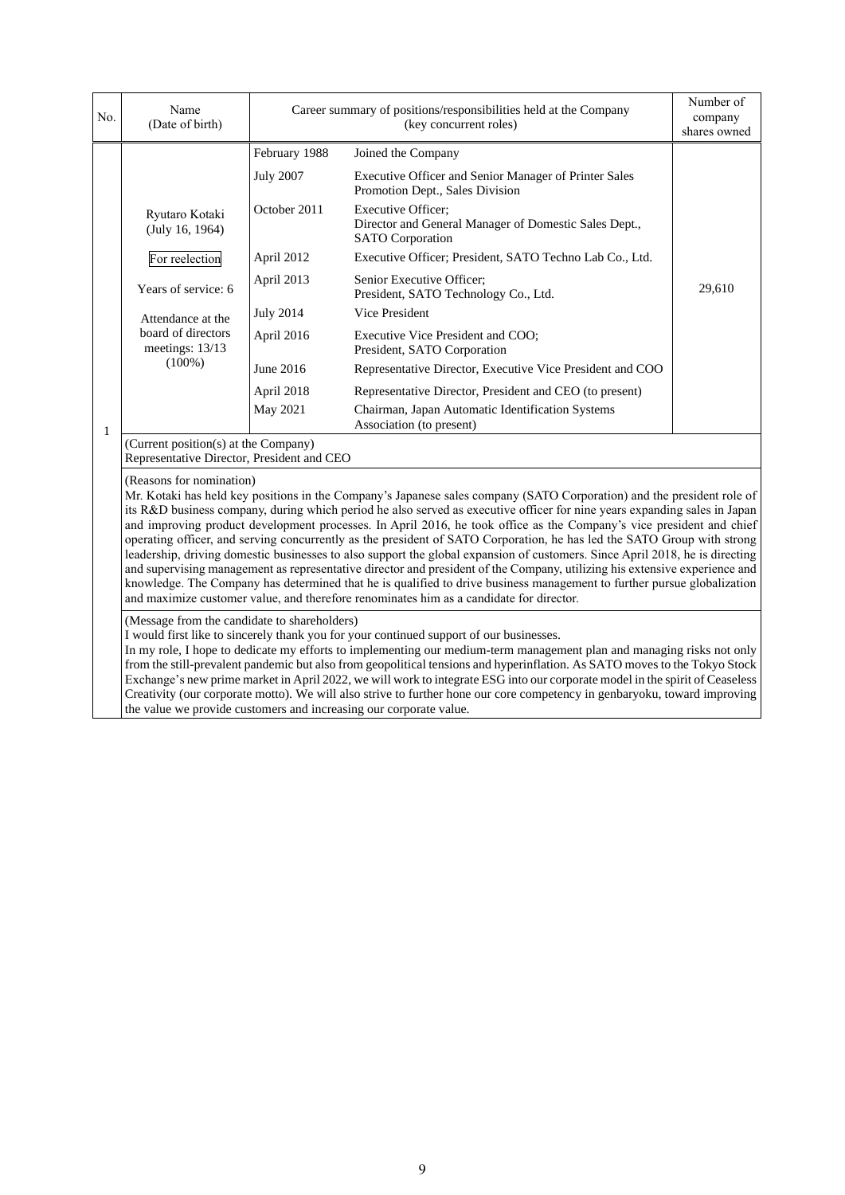| No. | Name (Date of birth) | Career summary of positions/responsibilities held at the Company (key concurrent roles) | | Number of company shares owned |
|---|---|---|---|---|
| 1 | Ryutaro Kotaki (July 16, 1964)<br><br>For reelection<br><br>Years of service: 6<br><br>Attendance at the board of directors meetings: 13/13 (100%) | February 1988 | Joined the Company | 29,610 |
| | | July 2007 | Executive Officer and Senior Manager of Printer Sales Promotion Dept., Sales Division | |
| | | October 2011 | Executive Officer;<br>Director and General Manager of Domestic Sales Dept., SATO Corporation | |
| | | April 2012 | Executive Officer; President, SATO Techno Lab Co., Ltd. | |
| | | April 2013 | Senior Executive Officer;<br>President, SATO Technology Co., Ltd. | |
| | | July 2014 | Vice President | |
| | | April 2016 | Executive Vice President and COO;<br>President, SATO Corporation | |
| | | June 2016 | Representative Director, Executive Vice President and COO | |
| | | April 2018 | Representative Director, President and CEO (to present) | |
| | | May 2021 | Chairman, Japan Automatic Identification Systems Association (to present) | |

(Current position(s) at the Company)
Representative Director, President and CEO

(Reasons for nomination)
Mr. Kotaki has held key positions in the Company's Japanese sales company (SATO Corporation) and the president role of its R&D business company, during which period he also served as executive officer for nine years expanding sales in Japan and improving product development processes. In April 2016, he took office as the Company's vice president and chief operating officer, and serving concurrently as the president of SATO Corporation, he has led the SATO Group with strong leadership, driving domestic businesses to also support the global expansion of customers. Since April 2018, he is directing and supervising management as representative director and president of the Company, utilizing his extensive experience and knowledge. The Company has determined that he is qualified to drive business management to further pursue globalization and maximize customer value, and therefore renominates him as a candidate for director.

(Message from the candidate to shareholders)
I would first like to sincerely thank you for your continued support of our businesses.
In my role, I hope to dedicate my efforts to implementing our medium-term management plan and managing risks not only from the still-prevalent pandemic but also from geopolitical tensions and hyperinflation. As SATO moves to the Tokyo Stock Exchange's new prime market in April 2022, we will work to integrate ESG into our corporate model in the spirit of Ceaseless Creativity (our corporate motto). We will also strive to further hone our core competency in genbaryoku, toward improving the value we provide customers and increasing our corporate value.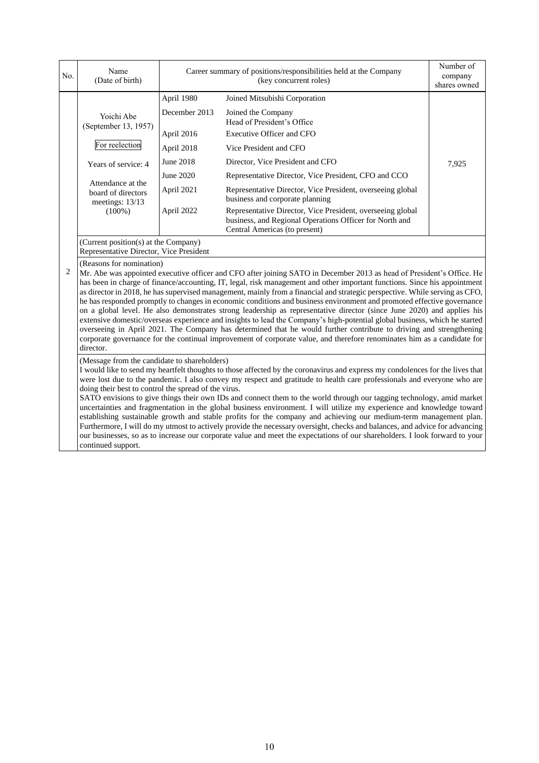| No. | Name (Date of birth) | Career summary of positions/responsibilities held at the Company (key concurrent roles) | | Number of company shares owned |
|---|---|---|---|---|
| 2 | Yoichi Abe (September 13, 1957)<br><br>For reelection<br><br>Years of service: 4<br><br>Attendance at the board of directors meetings: 13/13 (100%) | April 1980 | Joined Mitsubishi Corporation | 7,925 |
| | | December 2013 | Joined the Company<br>Head of President's Office | |
| | | April 2016 | Executive Officer and CFO | |
| | | April 2018 | Vice President and CFO | |
| | | June 2018 | Director, Vice President and CFO | |
| | | June 2020 | Representative Director, Vice President, CFO and CCO | |
| | | April 2021 | Representative Director, Vice President, overseeing global business and corporate planning | |
| | | April 2022 | Representative Director, Vice President, overseeing global business, and Regional Operations Officer for North and Central Americas (to present) | |

(Current position(s) at the Company)
Representative Director, Vice President

(Reasons for nomination)
Mr. Abe was appointed executive officer and CFO after joining SATO in December 2013 as head of President's Office. He has been in charge of finance/accounting, IT, legal, risk management and other important functions. Since his appointment as director in 2018, he has supervised management, mainly from a financial and strategic perspective. While serving as CFO, he has responded promptly to changes in economic conditions and business environment and promoted effective governance on a global level. He also demonstrates strong leadership as representative director (since June 2020) and applies his extensive domestic/overseas experience and insights to lead the Company's high-potential global business, which he started overseeing in April 2021. The Company has determined that he would further contribute to driving and strengthening corporate governance for the continual improvement of corporate value, and therefore renominates him as a candidate for director.

(Message from the candidate to shareholders)
I would like to send my heartfelt thoughts to those affected by the coronavirus and express my condolences for the lives that were lost due to the pandemic. I also convey my respect and gratitude to health care professionals and everyone who are doing their best to control the spread of the virus.
SATO envisions to give things their own IDs and connect them to the world through our tagging technology, amid market uncertainties and fragmentation in the global business environment. I will utilize my experience and knowledge toward establishing sustainable growth and stable profits for the company and achieving our medium-term management plan. Furthermore, I will do my utmost to actively provide the necessary oversight, checks and balances, and advice for advancing our businesses, so as to increase our corporate value and meet the expectations of our shareholders. I look forward to your continued support.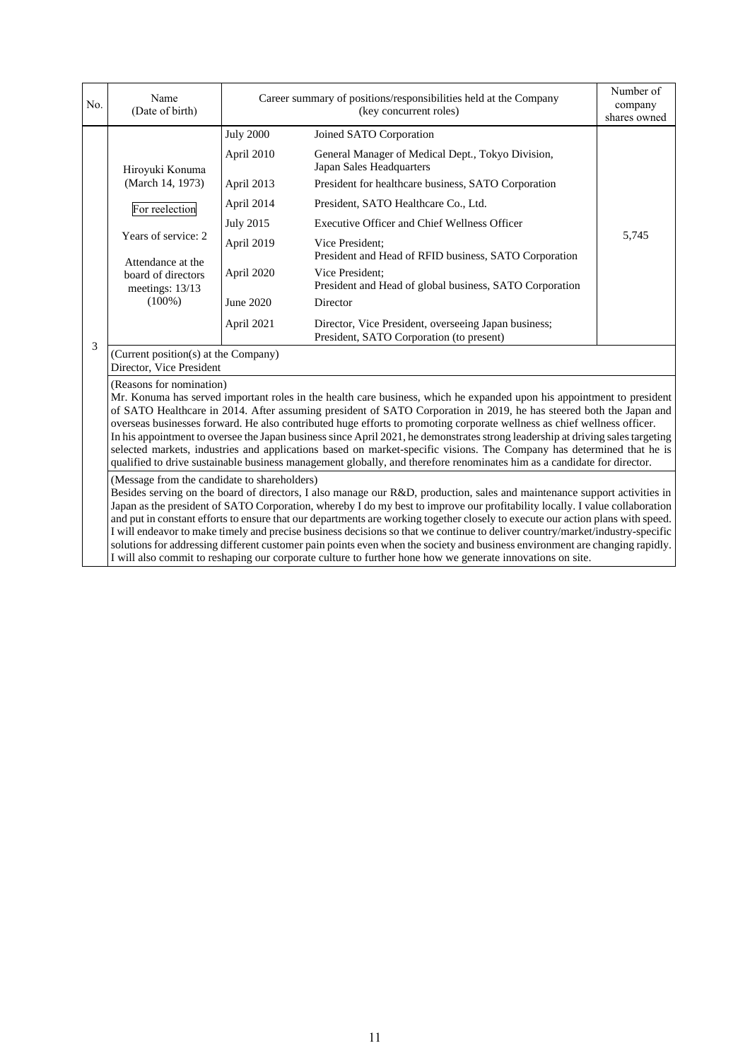| No. | Name (Date of birth) | Career summary of positions/responsibilities held at the Company (key concurrent roles) | | Number of company shares owned |
|---|---|---|---|---|
| 3 | Hiroyuki Konuma (March 14, 1973)<br><br>For reelection<br><br>Years of service: 2<br><br>Attendance at the board of directors meetings: 13/13 (100%) | July 2000 | Joined SATO Corporation | 5,745 |
| | | April 2010 | General Manager of Medical Dept., Tokyo Division, Japan Sales Headquarters | |
| | | April 2013 | President for healthcare business, SATO Corporation | |
| | | April 2014 | President, SATO Healthcare Co., Ltd. | |
| | | July 2015 | Executive Officer and Chief Wellness Officer | |
| | | April 2019 | Vice President; President and Head of RFID business, SATO Corporation | |
| | | April 2020 | Vice President; President and Head of global business, SATO Corporation | |
| | | June 2020 | Director | |
| | | April 2021 | Director, Vice President, overseeing Japan business; President, SATO Corporation (to present) | |

(Current position(s) at the Company)
Director, Vice President

(Reasons for nomination)
Mr. Konuma has served important roles in the health care business, which he expanded upon his appointment to president of SATO Healthcare in 2014. After assuming president of SATO Corporation in 2019, he has steered both the Japan and overseas businesses forward. He also contributed huge efforts to promoting corporate wellness as chief wellness officer.
In his appointment to oversee the Japan business since April 2021, he demonstrates strong leadership at driving sales targeting selected markets, industries and applications based on market-specific visions. The Company has determined that he is qualified to drive sustainable business management globally, and therefore renominates him as a candidate for director.

(Message from the candidate to shareholders)
Besides serving on the board of directors, I also manage our R&D, production, sales and maintenance support activities in Japan as the president of SATO Corporation, whereby I do my best to improve our profitability locally. I value collaboration and put in constant efforts to ensure that our departments are working together closely to execute our action plans with speed. I will endeavor to make timely and precise business decisions so that we continue to deliver country/market/industry-specific solutions for addressing different customer pain points even when the society and business environment are changing rapidly. I will also commit to reshaping our corporate culture to further hone how we generate innovations on site.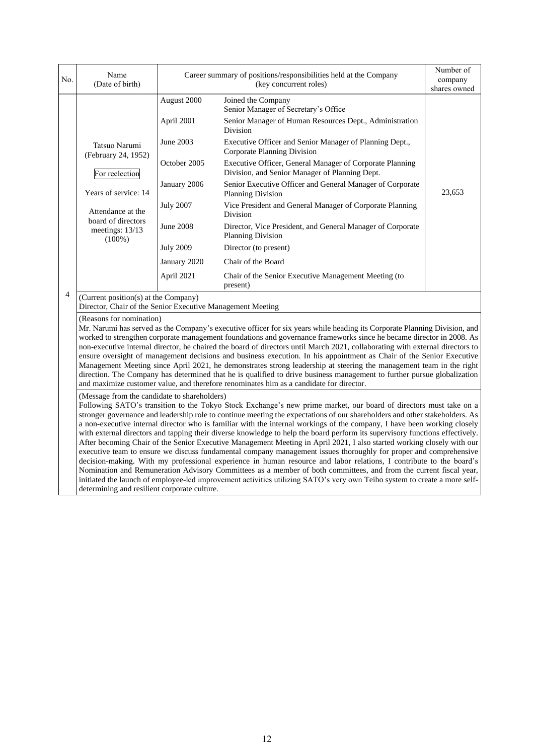| No. | Name (Date of birth) | Career summary of positions/responsibilities held at the Company (key concurrent roles) | | Number of company shares owned |
|---|---|---|---|---|
| 4 | Tatsuo Narumi (February 24, 1952)<br><br>For reelection<br><br>Years of service: 14<br><br>Attendance at the board of directors meetings: 13/13 (100%) | August 2000 | Joined the Company<br>Senior Manager of Secretary's Office | 23,653 |
| | | April 2001 | Senior Manager of Human Resources Dept., Administration Division | |
| | | June 2003 | Executive Officer and Senior Manager of Planning Dept., Corporate Planning Division | |
| | | October 2005 | Executive Officer, General Manager of Corporate Planning Division, and Senior Manager of Planning Dept. | |
| | | January 2006 | Senior Executive Officer and General Manager of Corporate Planning Division | |
| | | July 2007 | Vice President and General Manager of Corporate Planning Division | |
| | | June 2008 | Director, Vice President, and General Manager of Corporate Planning Division | |
| | | July 2009 | Director (to present) | |
| | | January 2020 | Chair of the Board | |
| | | April 2021 | Chair of the Senior Executive Management Meeting (to present) | |

(Current position(s) at the Company)
Director, Chair of the Senior Executive Management Meeting

(Reasons for nomination)
Mr. Narumi has served as the Company's executive officer for six years while heading its Corporate Planning Division, and worked to strengthen corporate management foundations and governance frameworks since he became director in 2008. As non-executive internal director, he chaired the board of directors until March 2021, collaborating with external directors to ensure oversight of management decisions and business execution. In his appointment as Chair of the Senior Executive Management Meeting since April 2021, he demonstrates strong leadership at steering the management team in the right direction. The Company has determined that he is qualified to drive business management to further pursue globalization and maximize customer value, and therefore renominates him as a candidate for director.

(Message from the candidate to shareholders)
Following SATO's transition to the Tokyo Stock Exchange's new prime market, our board of directors must take on a stronger governance and leadership role to continue meeting the expectations of our shareholders and other stakeholders. As a non-executive internal director who is familiar with the internal workings of the company, I have been working closely with external directors and tapping their diverse knowledge to help the board perform its supervisory functions effectively. After becoming Chair of the Senior Executive Management Meeting in April 2021, I also started working closely with our executive team to ensure we discuss fundamental company management issues thoroughly for proper and comprehensive decision-making. With my professional experience in human resource and labor relations, I contribute to the board's Nomination and Remuneration Advisory Committees as a member of both committees, and from the current fiscal year, initiated the launch of employee-led improvement activities utilizing SATO's very own Teiho system to create a more self-determining and resilient corporate culture.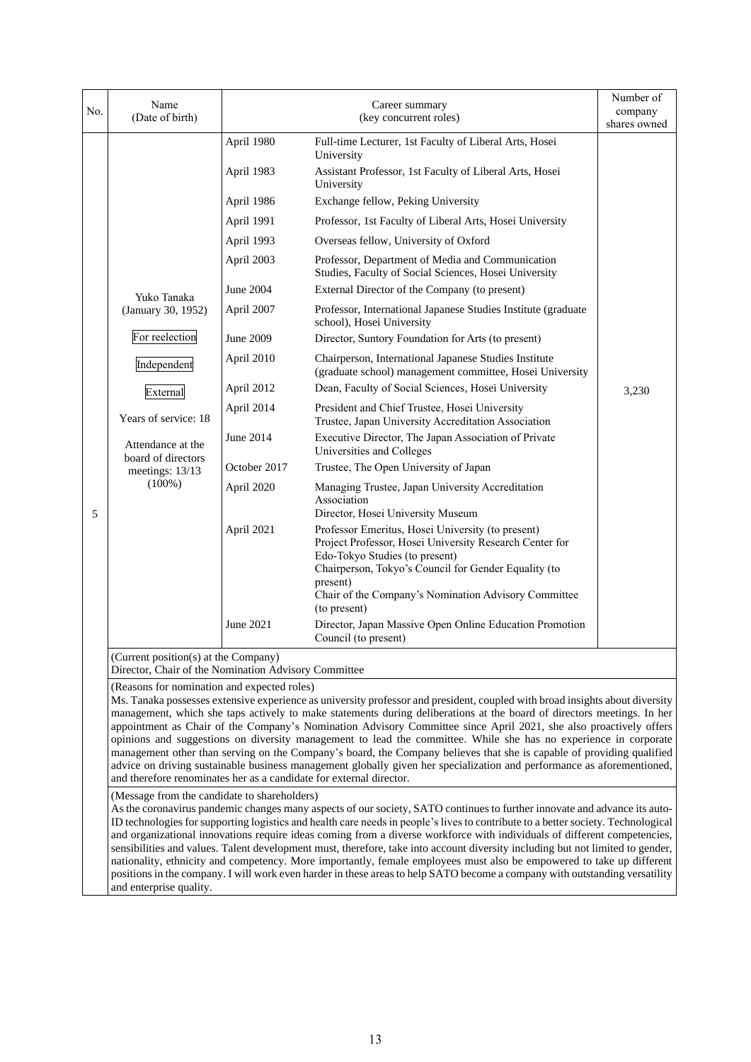| No. | Name (Date of birth) | Career summary (key concurrent roles) | | Number of company shares owned |
|---|---|---|---|---|
| 5 | Yuko Tanaka (January 30, 1952)<br><br>For reelection<br><br>Independent<br><br>External<br><br>Years of service: 18<br><br>Attendance at the board of directors meetings: 13/13 (100%) | April 1980 | Full-time Lecturer, 1st Faculty of Liberal Arts, Hosei University | 3,230 |
| | | April 1983 | Assistant Professor, 1st Faculty of Liberal Arts, Hosei University | |
| | | April 1986 | Exchange fellow, Peking University | |
| | | April 1991 | Professor, 1st Faculty of Liberal Arts, Hosei University | |
| | | April 1993 | Overseas fellow, University of Oxford | |
| | | April 2003 | Professor, Department of Media and Communication Studies, Faculty of Social Sciences, Hosei University | |
| | | June 2004 | External Director of the Company (to present) | |
| | | April 2007 | Professor, International Japanese Studies Institute (graduate school), Hosei University | |
| | | June 2009 | Director, Suntory Foundation for Arts (to present) | |
| | | April 2010 | Chairperson, International Japanese Studies Institute (graduate school) management committee, Hosei University | |
| | | April 2012 | Dean, Faculty of Social Sciences, Hosei University | |
| | | April 2014 | President and Chief Trustee, Hosei University<br>Trustee, Japan University Accreditation Association | |
| | | June 2014 | Executive Director, The Japan Association of Private Universities and Colleges | |
| | | October 2017 | Trustee, The Open University of Japan | |
| | | April 2020 | Managing Trustee, Japan University Accreditation Association<br>Director, Hosei University Museum | |
| | | April 2021 | Professor Emeritus, Hosei University (to present)<br>Project Professor, Hosei University Research Center for Edo-Tokyo Studies (to present)<br>Chairperson, Tokyo's Council for Gender Equality (to present)<br>Chair of the Company's Nomination Advisory Committee (to present) | |
| | | June 2021 | Director, Japan Massive Open Online Education Promotion Council (to present) | |

(Current position(s) at the Company)
Director, Chair of the Nomination Advisory Committee

(Reasons for nomination and expected roles)
Ms. Tanaka possesses extensive experience as university professor and president, coupled with broad insights about diversity management, which she taps actively to make statements during deliberations at the board of directors meetings. In her appointment as Chair of the Company's Nomination Advisory Committee since April 2021, she also proactively offers opinions and suggestions on diversity management to lead the committee. While she has no experience in corporate management other than serving on the Company's board, the Company believes that she is capable of providing qualified advice on driving sustainable business management globally given her specialization and performance as aforementioned, and therefore renominates her as a candidate for external director.

(Message from the candidate to shareholders)
As the coronavirus pandemic changes many aspects of our society, SATO continues to further innovate and advance its auto-ID technologies for supporting logistics and health care needs in people's lives to contribute to a better society. Technological and organizational innovations require ideas coming from a diverse workforce with individuals of different competencies, sensibilities and values. Talent development must, therefore, take into account diversity including but not limited to gender, nationality, ethnicity and competency. More importantly, female employees must also be empowered to take up different positions in the company. I will work even harder in these areas to help SATO become a company with outstanding versatility and enterprise quality.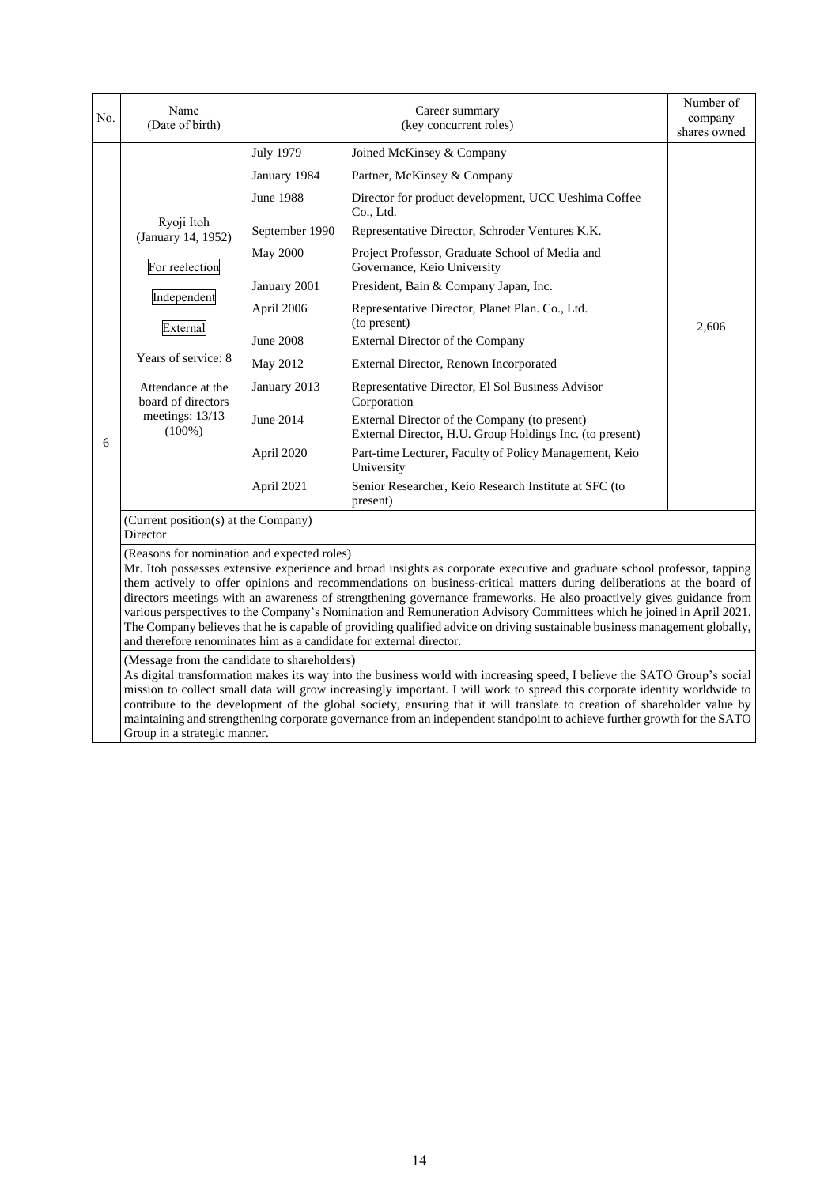| No. | Name (Date of birth) | Career summary (key concurrent roles) | | Number of company shares owned |
|---|---|---|---|---|
| 6 | Ryoji Itoh (January 14, 1952)<br>For reelection<br>Independent<br>External<br>Years of service: 8<br>Attendance at the board of directors meetings: 13/13 (100%) | July 1979 | Joined McKinsey & Company | 2,606 |
| | | January 1984 | Partner, McKinsey & Company | |
| | | June 1988 | Director for product development, UCC Ueshima Coffee Co., Ltd. | |
| | | September 1990 | Representative Director, Schroder Ventures K.K. | |
| | | May 2000 | Project Professor, Graduate School of Media and Governance, Keio University | |
| | | January 2001 | President, Bain & Company Japan, Inc. | |
| | | April 2006 | Representative Director, Planet Plan. Co., Ltd. (to present) | |
| | | June 2008 | External Director of the Company | |
| | | May 2012 | External Director, Renown Incorporated | |
| | | January 2013 | Representative Director, El Sol Business Advisor Corporation | |
| | | June 2014 | External Director of the Company (to present)<br>External Director, H.U. Group Holdings Inc. (to present) | |
| | | April 2020 | Part-time Lecturer, Faculty of Policy Management, Keio University | |
| | | April 2021 | Senior Researcher, Keio Research Institute at SFC (to present) | |
| | (Current position(s) at the Company)<br>Director | | | |
| | (Reasons for nomination and expected roles)<br>Mr. Itoh possesses extensive experience and broad insights as corporate executive and graduate school professor, tapping them actively to offer opinions and recommendations on business-critical matters during deliberations at the board of directors meetings with an awareness of strengthening governance frameworks. He also proactively gives guidance from various perspectives to the Company's Nomination and Remuneration Advisory Committees which he joined in April 2021. The Company believes that he is capable of providing qualified advice on driving sustainable business management globally, and therefore renominates him as a candidate for external director. | | | |
| | (Message from the candidate to shareholders)<br>As digital transformation makes its way into the business world with increasing speed, I believe the SATO Group's social mission to collect small data will grow increasingly important. I will work to spread this corporate identity worldwide to contribute to the development of the global society, ensuring that it will translate to creation of shareholder value by maintaining and strengthening corporate governance from an independent standpoint to achieve further growth for the SATO Group in a strategic manner. | | | |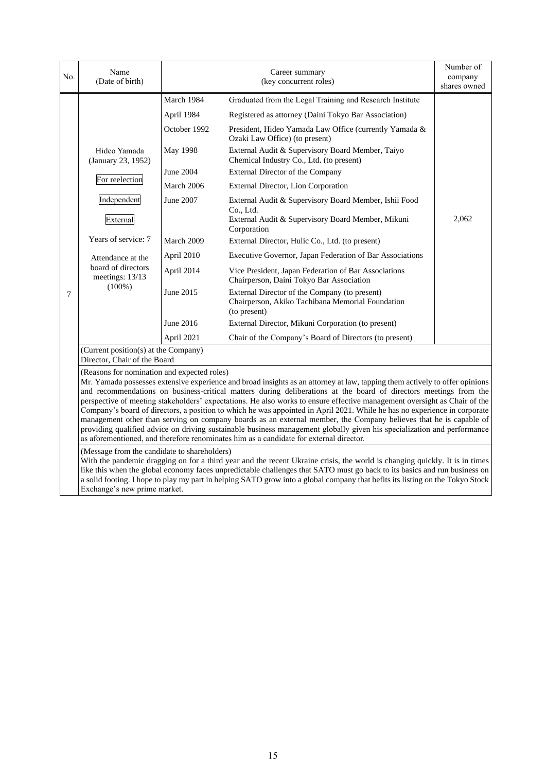| No. | Name (Date of birth) | Career summary (key concurrent roles) | | Number of company shares owned |
|---|---|---|---|---|
| 7 | Hideo Yamada (January 23, 1952)<br><br>For reelection<br><br>Independent<br><br>External<br><br>Years of service: 7<br><br>Attendance at the board of directors meetings: 13/13 (100%) | March 1984 | Graduated from the Legal Training and Research Institute | 2,062 |
| | | April 1984 | Registered as attorney (Daini Tokyo Bar Association) | |
| | | October 1992 | President, Hideo Yamada Law Office (currently Yamada & Ozaki Law Office) (to present) | |
| | | May 1998 | External Audit & Supervisory Board Member, Taiyo Chemical Industry Co., Ltd. (to present) | |
| | | June 2004 | External Director of the Company | |
| | | March 2006 | External Director, Lion Corporation | |
| | | June 2007 | External Audit & Supervisory Board Member, Ishii Food Co., Ltd.<br>External Audit & Supervisory Board Member, Mikuni Corporation | |
| | | March 2009 | External Director, Hulic Co., Ltd. (to present) | |
| | | April 2010 | Executive Governor, Japan Federation of Bar Associations | |
| | | April 2014 | Vice President, Japan Federation of Bar Associations<br>Chairperson, Daini Tokyo Bar Association | |
| | | June 2015 | External Director of the Company (to present)<br>Chairperson, Akiko Tachibana Memorial Foundation (to present) | |
| | | June 2016 | External Director, Mikuni Corporation (to present) | |
| | | April 2021 | Chair of the Company's Board of Directors (to present) | |

(Current position(s) at the Company)
Director, Chair of the Board

(Reasons for nomination and expected roles)
Mr. Yamada possesses extensive experience and broad insights as an attorney at law, tapping them actively to offer opinions and recommendations on business-critical matters during deliberations at the board of directors meetings from the perspective of meeting stakeholders' expectations. He also works to ensure effective management oversight as Chair of the Company's board of directors, a position to which he was appointed in April 2021. While he has no experience in corporate management other than serving on company boards as an external member, the Company believes that he is capable of providing qualified advice on driving sustainable business management globally given his specialization and performance as aforementioned, and therefore renominates him as a candidate for external director.

(Message from the candidate to shareholders)
With the pandemic dragging on for a third year and the recent Ukraine crisis, the world is changing quickly. It is in times like this when the global economy faces unpredictable challenges that SATO must go back to its basics and run business on a solid footing. I hope to play my part in helping SATO grow into a global company that befits its listing on the Tokyo Stock Exchange's new prime market.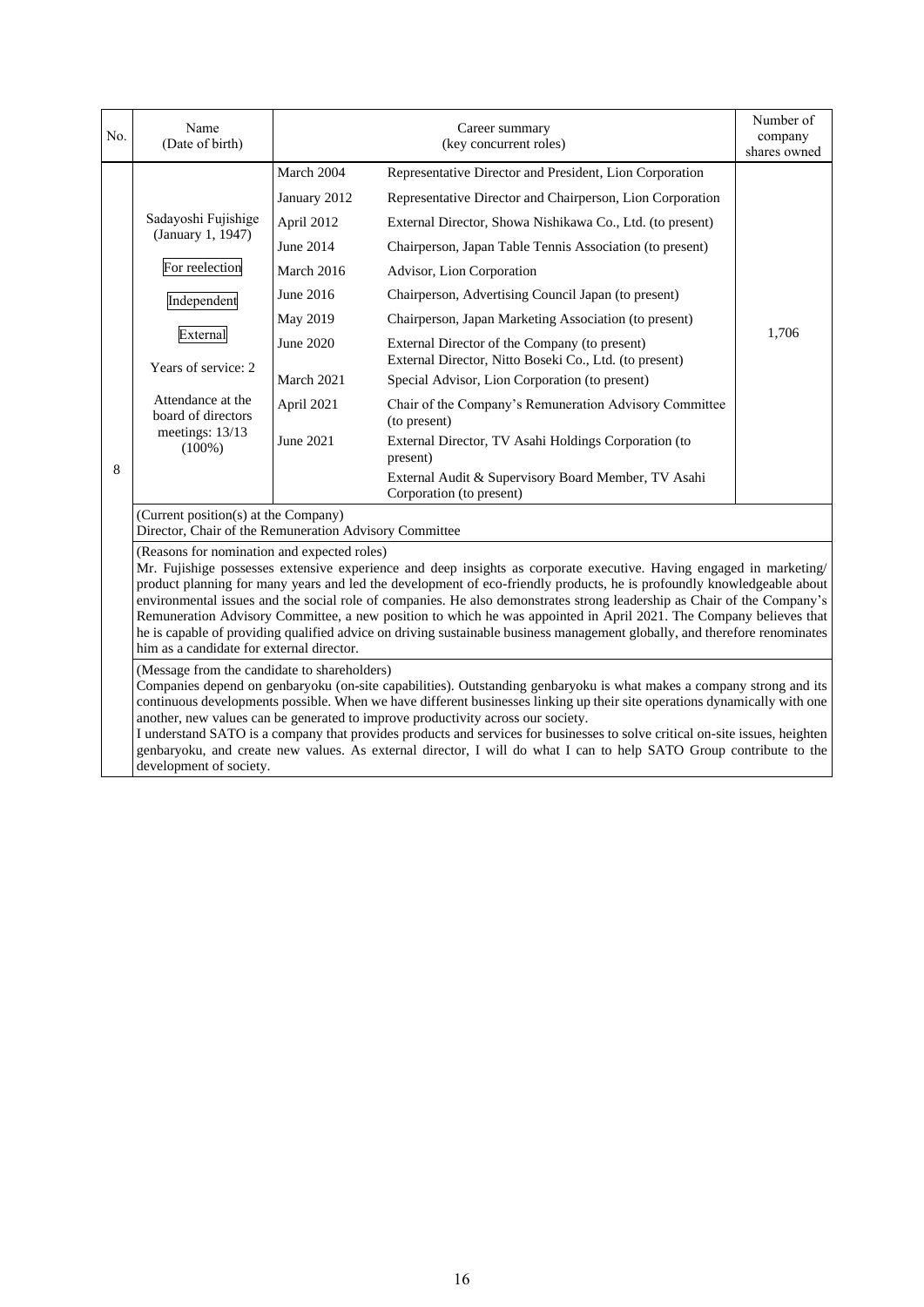| No. | Name (Date of birth) | Career summary (key concurrent roles) | | Number of company shares owned |
|---|---|---|---|---|
| 8 | Sadayoshi Fujishige (January 1, 1947)<br><br>For reelection<br><br>Independent<br><br>External<br><br>Years of service: 2<br><br>Attendance at the board of directors meetings: 13/13 (100%) | March 2004 | Representative Director and President, Lion Corporation | 1,706 |
| | | January 2012 | Representative Director and Chairperson, Lion Corporation | |
| | | April 2012 | External Director, Showa Nishikawa Co., Ltd. (to present) | |
| | | June 2014 | Chairperson, Japan Table Tennis Association (to present) | |
| | | March 2016 | Advisor, Lion Corporation | |
| | | June 2016 | Chairperson, Advertising Council Japan (to present) | |
| | | May 2019 | Chairperson, Japan Marketing Association (to present) | |
| | | June 2020 | External Director of the Company (to present)<br>External Director, Nitto Boseki Co., Ltd. (to present) | |
| | | March 2021 | Special Advisor, Lion Corporation (to present) | |
| | | April 2021 | Chair of the Company's Remuneration Advisory Committee (to present) | |
| | | June 2021 | External Director, TV Asahi Holdings Corporation (to present)<br>External Audit & Supervisory Board Member, TV Asahi Corporation (to present) | |

(Current position(s) at the Company)
Director, Chair of the Remuneration Advisory Committee

(Reasons for nomination and expected roles)
Mr. Fujishige possesses extensive experience and deep insights as corporate executive. Having engaged in marketing/ product planning for many years and led the development of eco-friendly products, he is profoundly knowledgeable about environmental issues and the social role of companies. He also demonstrates strong leadership as Chair of the Company's Remuneration Advisory Committee, a new position to which he was appointed in April 2021. The Company believes that he is capable of providing qualified advice on driving sustainable business management globally, and therefore renominates him as a candidate for external director.

(Message from the candidate to shareholders)
Companies depend on genbaryoku (on-site capabilities). Outstanding genbaryoku is what makes a company strong and its continuous developments possible. When we have different businesses linking up their site operations dynamically with one another, new values can be generated to improve productivity across our society.
I understand SATO is a company that provides products and services for businesses to solve critical on-site issues, heighten genbaryoku, and create new values. As external director, I will do what I can to help SATO Group contribute to the development of society.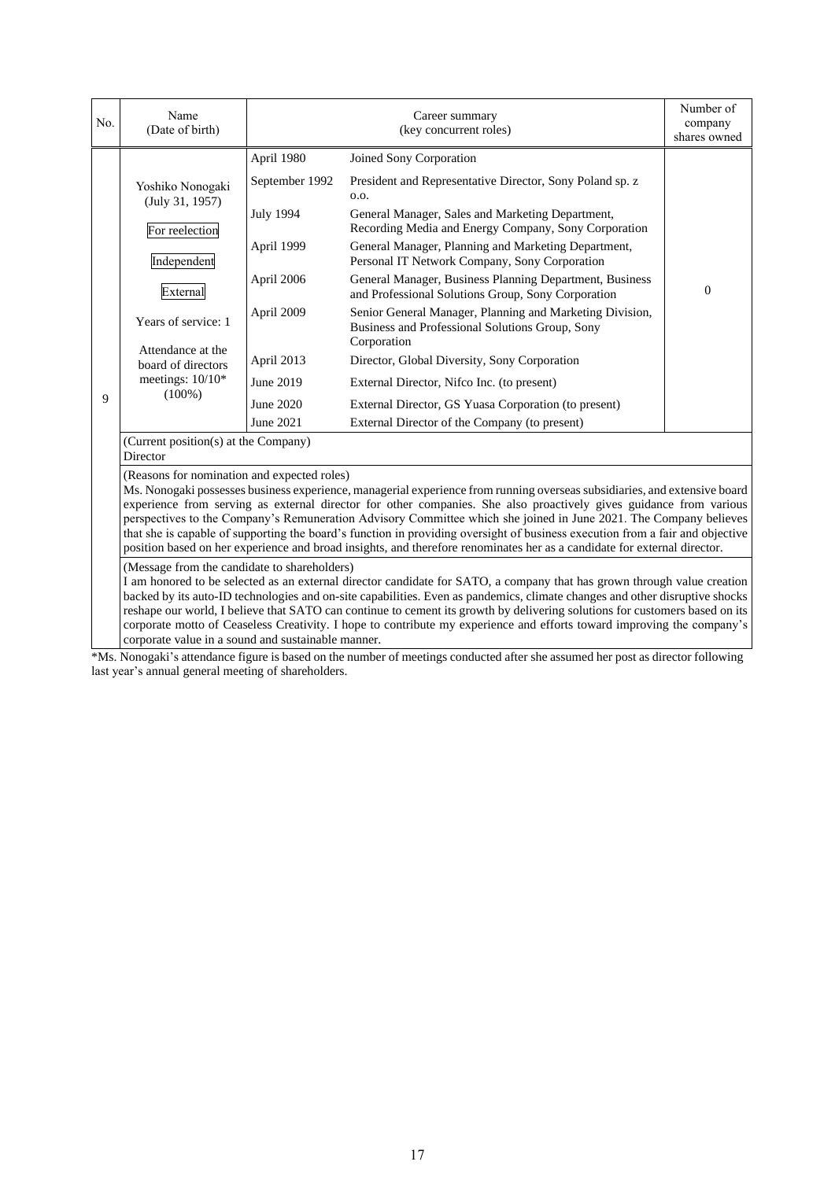| No. | Name (Date of birth) | Career summary (key concurrent roles) | | Number of company shares owned |
|---|---|---|---|---|
| 9 | Yoshiko Nonogaki (July 31, 1957)<br><br>For reelection<br><br>Independent<br><br>External<br><br>Years of service: 1<br><br>Attendance at the board of directors meetings: 10/10* (100%) | April 1980 | Joined Sony Corporation | 0 |
| | | September 1992 | President and Representative Director, Sony Poland sp. z o.o. | |
| | | July 1994 | General Manager, Sales and Marketing Department, Recording Media and Energy Company, Sony Corporation | |
| | | April 1999 | General Manager, Planning and Marketing Department, Personal IT Network Company, Sony Corporation | |
| | | April 2006 | General Manager, Business Planning Department, Business and Professional Solutions Group, Sony Corporation | |
| | | April 2009 | Senior General Manager, Planning and Marketing Division, Business and Professional Solutions Group, Sony Corporation | |
| | | April 2013 | Director, Global Diversity, Sony Corporation | |
| | | June 2019 | External Director, Nifco Inc. (to present) | |
| | | June 2020 | External Director, GS Yuasa Corporation (to present) | |
| | | June 2021 | External Director of the Company (to present) | |
| | (Current position(s) at the Company)<br>Director | | | |
| | (Reasons for nomination and expected roles)<br>Ms. Nonogaki possesses business experience, managerial experience from running overseas subsidiaries, and extensive board experience from serving as external director for other companies. She also proactively gives guidance from various perspectives to the Company's Remuneration Advisory Committee which she joined in June 2021. The Company believes that she is capable of supporting the board's function in providing oversight of business execution from a fair and objective position based on her experience and broad insights, and therefore renominates her as a candidate for external director. | | | |
| | (Message from the candidate to shareholders)<br>I am honored to be selected as an external director candidate for SATO, a company that has grown through value creation backed by its auto-ID technologies and on-site capabilities. Even as pandemics, climate changes and other disruptive shocks reshape our world, I believe that SATO can continue to cement its growth by delivering solutions for customers based on its corporate motto of Ceaseless Creativity. I hope to contribute my experience and efforts toward improving the company's corporate value in a sound and sustainable manner. | | | |

*Ms. Nonogaki's attendance figure is based on the number of meetings conducted after she assumed her post as director following last year's annual general meeting of shareholders.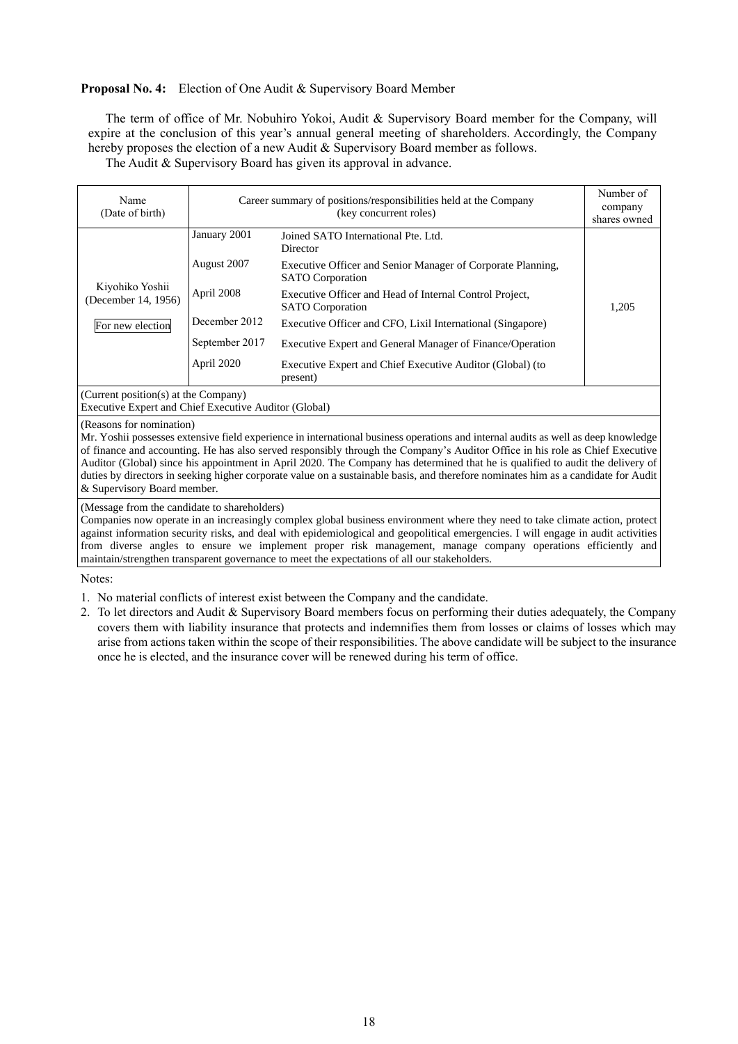**Proposal No. 4:** Election of One Audit & Supervisory Board Member

The term of office of Mr. Nobuhiro Yokoi, Audit & Supervisory Board member for the Company, will expire at the conclusion of this year's annual general meeting of shareholders. Accordingly, the Company hereby proposes the election of a new Audit & Supervisory Board member as follows.

The Audit & Supervisory Board has given its approval in advance.

| Name (Date of birth) | Career summary of positions/responsibilities held at the Company (key concurrent roles) | | Number of company shares owned |
|---|---|---|---|
| Kiyohiko Yoshii (December 14, 1956) For new election | January 2001 | Joined SATO International Pte. Ltd. Director | 1,205 |
| | August 2007 | Executive Officer and Senior Manager of Corporate Planning, SATO Corporation | |
| | April 2008 | Executive Officer and Head of Internal Control Project, SATO Corporation | |
| | December 2012 | Executive Officer and CFO, Lixil International (Singapore) | |
| | September 2017 | Executive Expert and General Manager of Finance/Operation | |
| | April 2020 | Executive Expert and Chief Executive Auditor (Global) (to present) | |

(Current position(s) at the Company)
Executive Expert and Chief Executive Auditor (Global)

(Reasons for nomination)
Mr. Yoshii possesses extensive field experience in international business operations and internal audits as well as deep knowledge of finance and accounting. He has also served responsibly through the Company's Auditor Office in his role as Chief Executive Auditor (Global) since his appointment in April 2020. The Company has determined that he is qualified to audit the delivery of duties by directors in seeking higher corporate value on a sustainable basis, and therefore nominates him as a candidate for Audit & Supervisory Board member.

(Message from the candidate to shareholders)
Companies now operate in an increasingly complex global business environment where they need to take climate action, protect against information security risks, and deal with epidemiological and geopolitical emergencies. I will engage in audit activities from diverse angles to ensure we implement proper risk management, manage company operations efficiently and maintain/strengthen transparent governance to meet the expectations of all our stakeholders.

Notes:

1. No material conflicts of interest exist between the Company and the candidate.
2. To let directors and Audit & Supervisory Board members focus on performing their duties adequately, the Company covers them with liability insurance that protects and indemnifies them from losses or claims of losses which may arise from actions taken within the scope of their responsibilities. The above candidate will be subject to the insurance once he is elected, and the insurance cover will be renewed during his term of office.